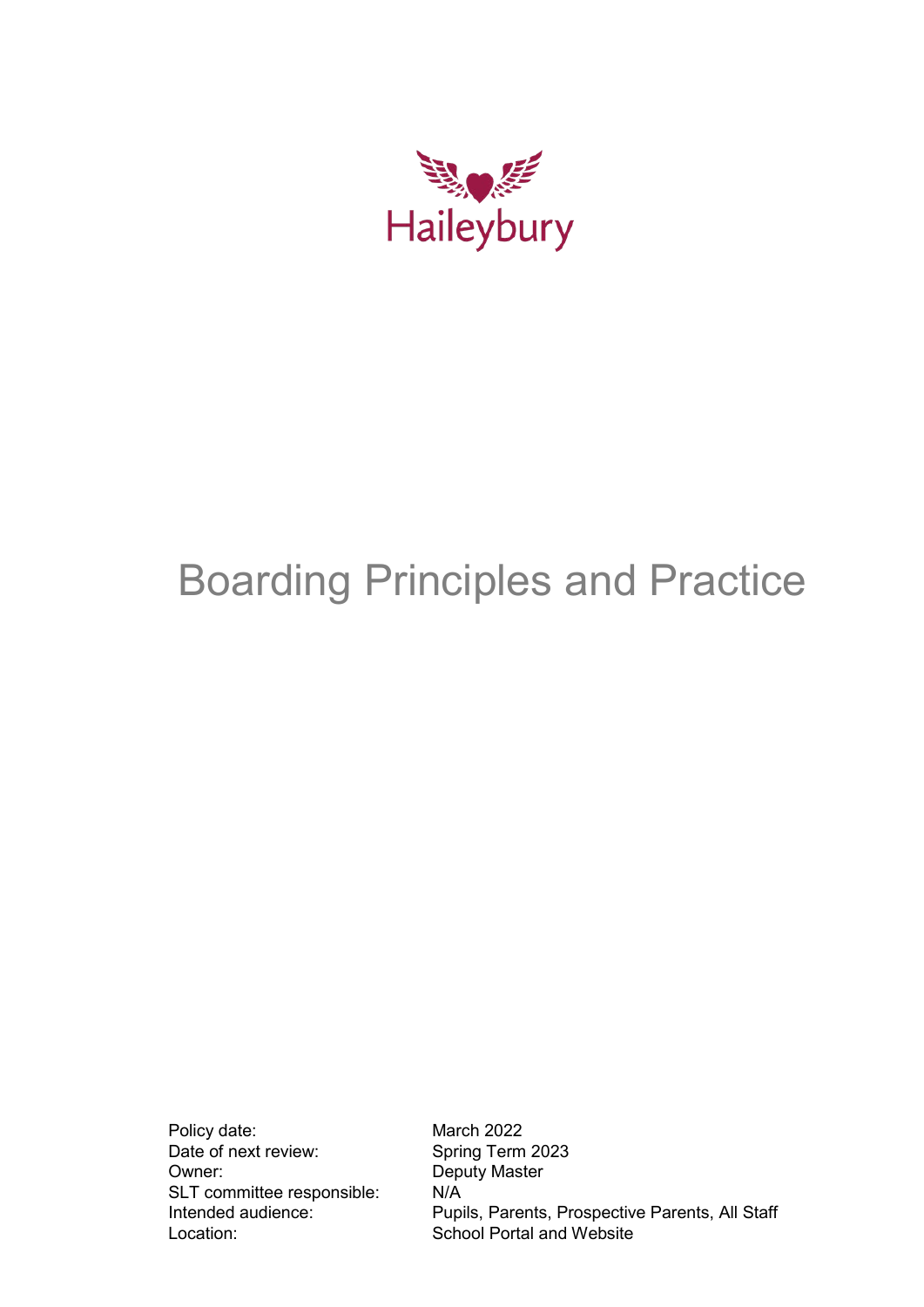Haileybury

# Boarding Principles and Practice

| | |
|---|---|
| Policy date: | March 2022 |
| Date of next review: | Spring Term 2023 |
| Owner: | Deputy Master |
| SLT committee responsible: | N/A |
| Intended audience: | Pupils, Parents, Prospective Parents, All Staff |
| Location: | School Portal and Website |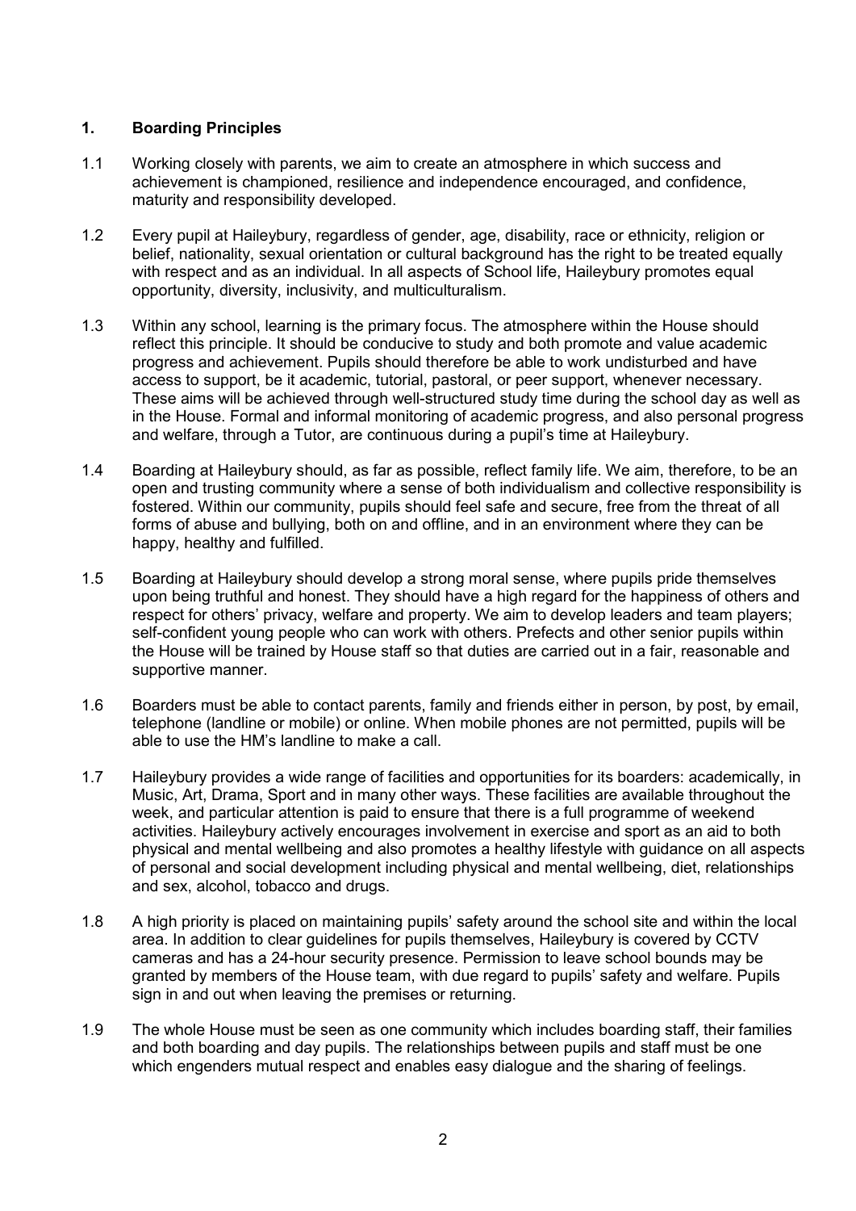## 1. Boarding Principles

1.1 Working closely with parents, we aim to create an atmosphere in which success and achievement is championed, resilience and independence encouraged, and confidence, maturity and responsibility developed.

1.2 Every pupil at Haileybury, regardless of gender, age, disability, race or ethnicity, religion or belief, nationality, sexual orientation or cultural background has the right to be treated equally with respect and as an individual. In all aspects of School life, Haileybury promotes equal opportunity, diversity, inclusivity, and multiculturalism.

1.3 Within any school, learning is the primary focus. The atmosphere within the House should reflect this principle. It should be conducive to study and both promote and value academic progress and achievement. Pupils should therefore be able to work undisturbed and have access to support, be it academic, tutorial, pastoral, or peer support, whenever necessary. These aims will be achieved through well-structured study time during the school day as well as in the House. Formal and informal monitoring of academic progress, and also personal progress and welfare, through a Tutor, are continuous during a pupil's time at Haileybury.

1.4 Boarding at Haileybury should, as far as possible, reflect family life. We aim, therefore, to be an open and trusting community where a sense of both individualism and collective responsibility is fostered. Within our community, pupils should feel safe and secure, free from the threat of all forms of abuse and bullying, both on and offline, and in an environment where they can be happy, healthy and fulfilled.

1.5 Boarding at Haileybury should develop a strong moral sense, where pupils pride themselves upon being truthful and honest. They should have a high regard for the happiness of others and respect for others' privacy, welfare and property. We aim to develop leaders and team players; self-confident young people who can work with others. Prefects and other senior pupils within the House will be trained by House staff so that duties are carried out in a fair, reasonable and supportive manner.

1.6 Boarders must be able to contact parents, family and friends either in person, by post, by email, telephone (landline or mobile) or online. When mobile phones are not permitted, pupils will be able to use the HM's landline to make a call.

1.7 Haileybury provides a wide range of facilities and opportunities for its boarders: academically, in Music, Art, Drama, Sport and in many other ways. These facilities are available throughout the week, and particular attention is paid to ensure that there is a full programme of weekend activities. Haileybury actively encourages involvement in exercise and sport as an aid to both physical and mental wellbeing and also promotes a healthy lifestyle with guidance on all aspects of personal and social development including physical and mental wellbeing, diet, relationships and sex, alcohol, tobacco and drugs.

1.8 A high priority is placed on maintaining pupils' safety around the school site and within the local area. In addition to clear guidelines for pupils themselves, Haileybury is covered by CCTV cameras and has a 24-hour security presence. Permission to leave school bounds may be granted by members of the House team, with due regard to pupils' safety and welfare. Pupils sign in and out when leaving the premises or returning.

1.9 The whole House must be seen as one community which includes boarding staff, their families and both boarding and day pupils. The relationships between pupils and staff must be one which engenders mutual respect and enables easy dialogue and the sharing of feelings.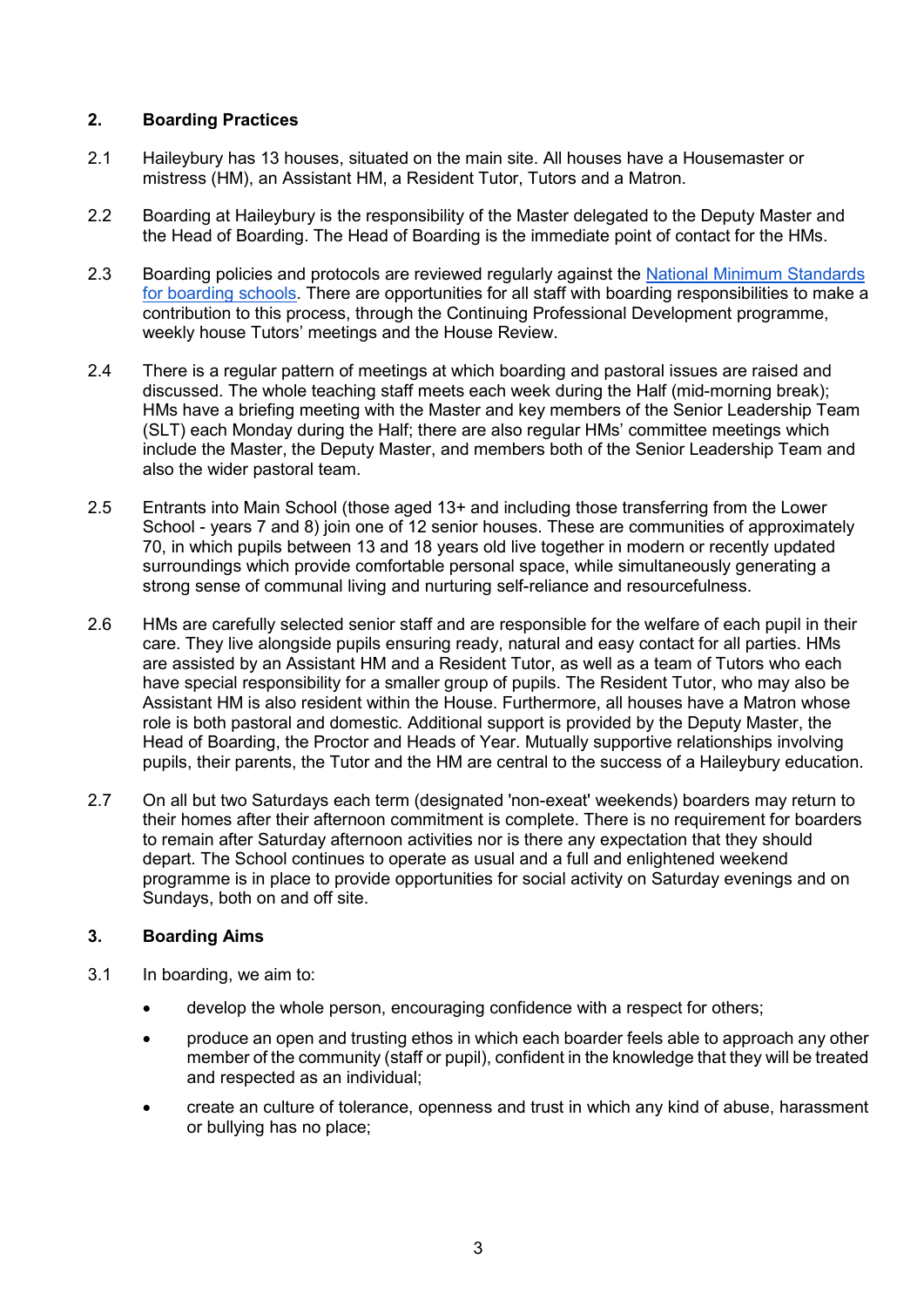## 2. Boarding Practices

2.1 Haileybury has 13 houses, situated on the main site. All houses have a Housemaster or mistress (HM), an Assistant HM, a Resident Tutor, Tutors and a Matron.

2.2 Boarding at Haileybury is the responsibility of the Master delegated to the Deputy Master and the Head of Boarding. The Head of Boarding is the immediate point of contact for the HMs.

2.3 Boarding policies and protocols are reviewed regularly against the National Minimum Standards for boarding schools. There are opportunities for all staff with boarding responsibilities to make a contribution to this process, through the Continuing Professional Development programme, weekly house Tutors' meetings and the House Review.

2.4 There is a regular pattern of meetings at which boarding and pastoral issues are raised and discussed. The whole teaching staff meets each week during the Half (mid-morning break); HMs have a briefing meeting with the Master and key members of the Senior Leadership Team (SLT) each Monday during the Half; there are also regular HMs' committee meetings which include the Master, the Deputy Master, and members both of the Senior Leadership Team and also the wider pastoral team.

2.5 Entrants into Main School (those aged 13+ and including those transferring from the Lower School - years 7 and 8) join one of 12 senior houses. These are communities of approximately 70, in which pupils between 13 and 18 years old live together in modern or recently updated surroundings which provide comfortable personal space, while simultaneously generating a strong sense of communal living and nurturing self-reliance and resourcefulness.

2.6 HMs are carefully selected senior staff and are responsible for the welfare of each pupil in their care. They live alongside pupils ensuring ready, natural and easy contact for all parties. HMs are assisted by an Assistant HM and a Resident Tutor, as well as a team of Tutors who each have special responsibility for a smaller group of pupils. The Resident Tutor, who may also be Assistant HM is also resident within the House. Furthermore, all houses have a Matron whose role is both pastoral and domestic. Additional support is provided by the Deputy Master, the Head of Boarding, the Proctor and Heads of Year. Mutually supportive relationships involving pupils, their parents, the Tutor and the HM are central to the success of a Haileybury education.

2.7 On all but two Saturdays each term (designated 'non-exeat' weekends) boarders may return to their homes after their afternoon commitment is complete. There is no requirement for boarders to remain after Saturday afternoon activities nor is there any expectation that they should depart. The School continues to operate as usual and a full and enlightened weekend programme is in place to provide opportunities for social activity on Saturday evenings and on Sundays, both on and off site.

## 3. Boarding Aims

3.1 In boarding, we aim to:

- develop the whole person, encouraging confidence with a respect for others;
- produce an open and trusting ethos in which each boarder feels able to approach any other member of the community (staff or pupil), confident in the knowledge that they will be treated and respected as an individual;
- create an culture of tolerance, openness and trust in which any kind of abuse, harassment or bullying has no place;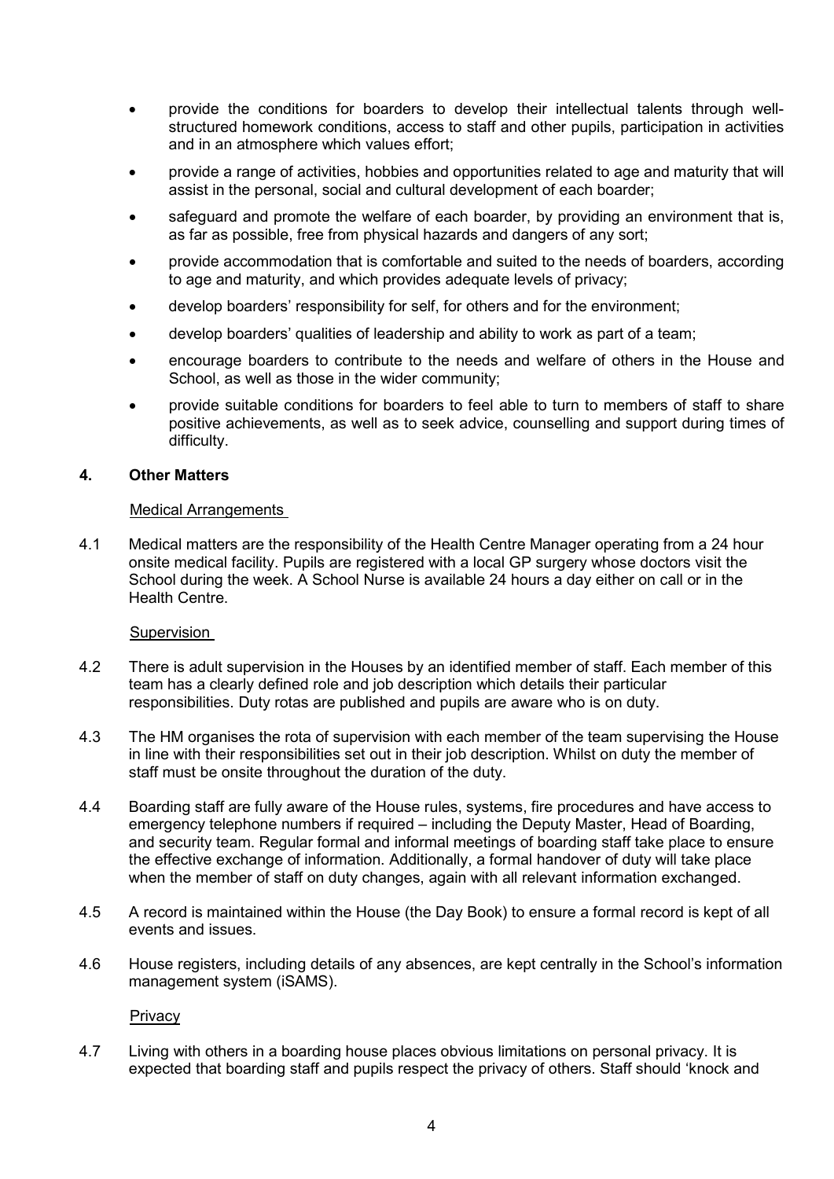- provide the conditions for boarders to develop their intellectual talents through well-structured homework conditions, access to staff and other pupils, participation in activities and in an atmosphere which values effort;
- provide a range of activities, hobbies and opportunities related to age and maturity that will assist in the personal, social and cultural development of each boarder;
- safeguard and promote the welfare of each boarder, by providing an environment that is, as far as possible, free from physical hazards and dangers of any sort;
- provide accommodation that is comfortable and suited to the needs of boarders, according to age and maturity, and which provides adequate levels of privacy;
- develop boarders' responsibility for self, for others and for the environment;
- develop boarders' qualities of leadership and ability to work as part of a team;
- encourage boarders to contribute to the needs and welfare of others in the House and School, as well as those in the wider community;
- provide suitable conditions for boarders to feel able to turn to members of staff to share positive achievements, as well as to seek advice, counselling and support during times of difficulty.

## 4. Other Matters

Medical Arrangements

4.1 Medical matters are the responsibility of the Health Centre Manager operating from a 24 hour onsite medical facility. Pupils are registered with a local GP surgery whose doctors visit the School during the week. A School Nurse is available 24 hours a day either on call or in the Health Centre.

Supervision

4.2 There is adult supervision in the Houses by an identified member of staff. Each member of this team has a clearly defined role and job description which details their particular responsibilities. Duty rotas are published and pupils are aware who is on duty.

4.3 The HM organises the rota of supervision with each member of the team supervising the House in line with their responsibilities set out in their job description. Whilst on duty the member of staff must be onsite throughout the duration of the duty.

4.4 Boarding staff are fully aware of the House rules, systems, fire procedures and have access to emergency telephone numbers if required – including the Deputy Master, Head of Boarding, and security team. Regular formal and informal meetings of boarding staff take place to ensure the effective exchange of information. Additionally, a formal handover of duty will take place when the member of staff on duty changes, again with all relevant information exchanged.

4.5 A record is maintained within the House (the Day Book) to ensure a formal record is kept of all events and issues.

4.6 House registers, including details of any absences, are kept centrally in the School's information management system (iSAMS).

Privacy

4.7 Living with others in a boarding house places obvious limitations on personal privacy. It is expected that boarding staff and pupils respect the privacy of others. Staff should 'knock and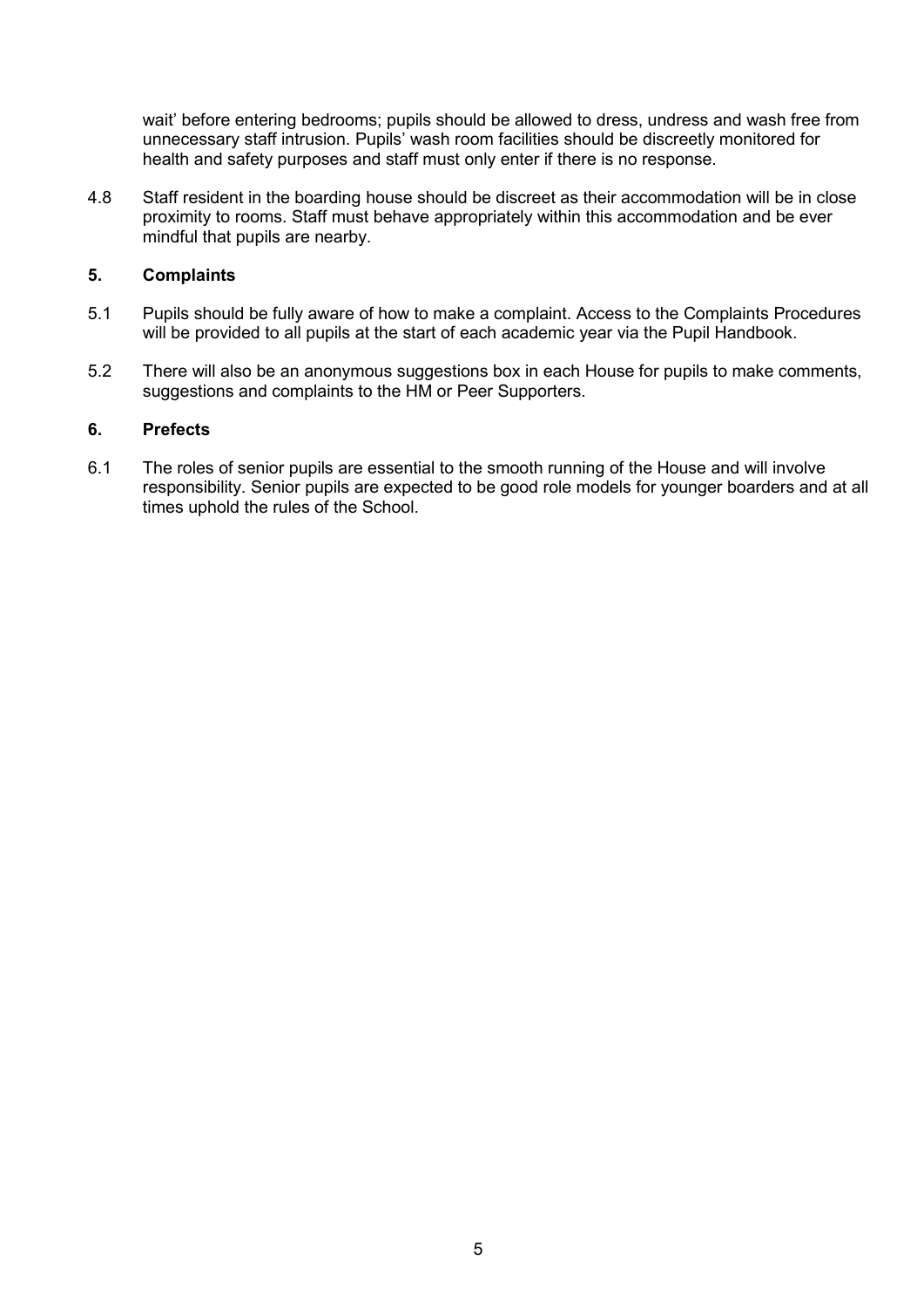wait' before entering bedrooms; pupils should be allowed to dress, undress and wash free from unnecessary staff intrusion. Pupils' wash room facilities should be discreetly monitored for health and safety purposes and staff must only enter if there is no response.

4.8 Staff resident in the boarding house should be discreet as their accommodation will be in close proximity to rooms. Staff must behave appropriately within this accommodation and be ever mindful that pupils are nearby.

## 5. Complaints

5.1 Pupils should be fully aware of how to make a complaint. Access to the Complaints Procedures will be provided to all pupils at the start of each academic year via the Pupil Handbook.

5.2 There will also be an anonymous suggestions box in each House for pupils to make comments, suggestions and complaints to the HM or Peer Supporters.

## 6. Prefects

6.1 The roles of senior pupils are essential to the smooth running of the House and will involve responsibility. Senior pupils are expected to be good role models for younger boarders and at all times uphold the rules of the School.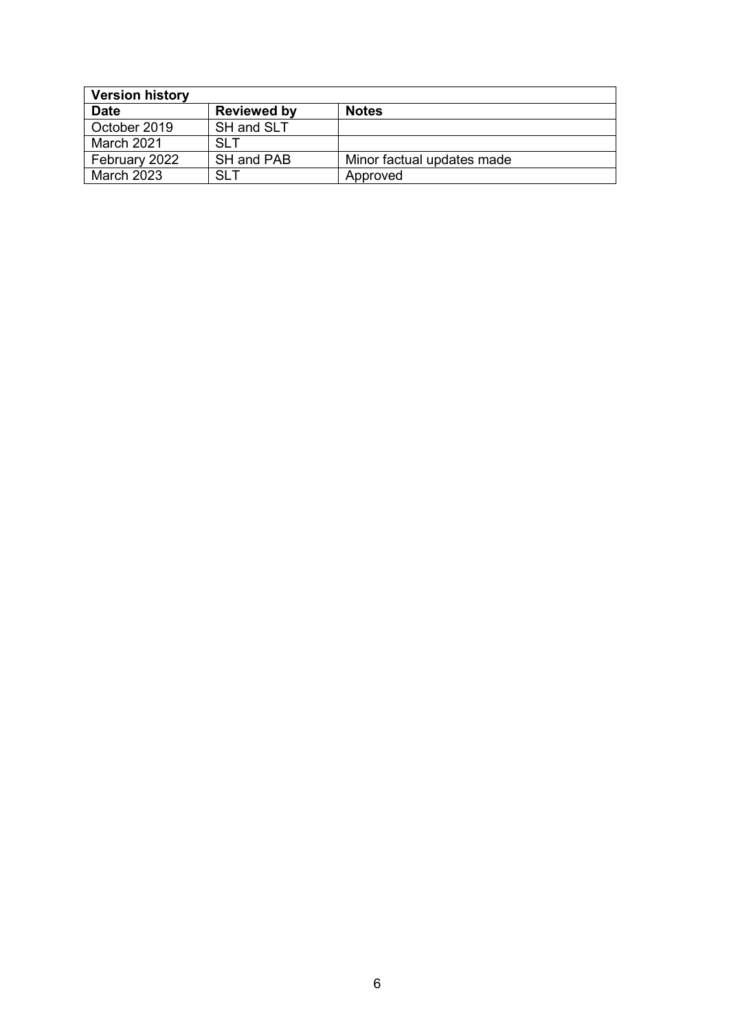| Version history | | |
|---|---|---|
| **Date** | **Reviewed by** | **Notes** |
| October 2019 | SH and SLT | |
| March 2021 | SLT | |
| February 2022 | SH and PAB | Minor factual updates made |
| March 2023 | SLT | Approved |